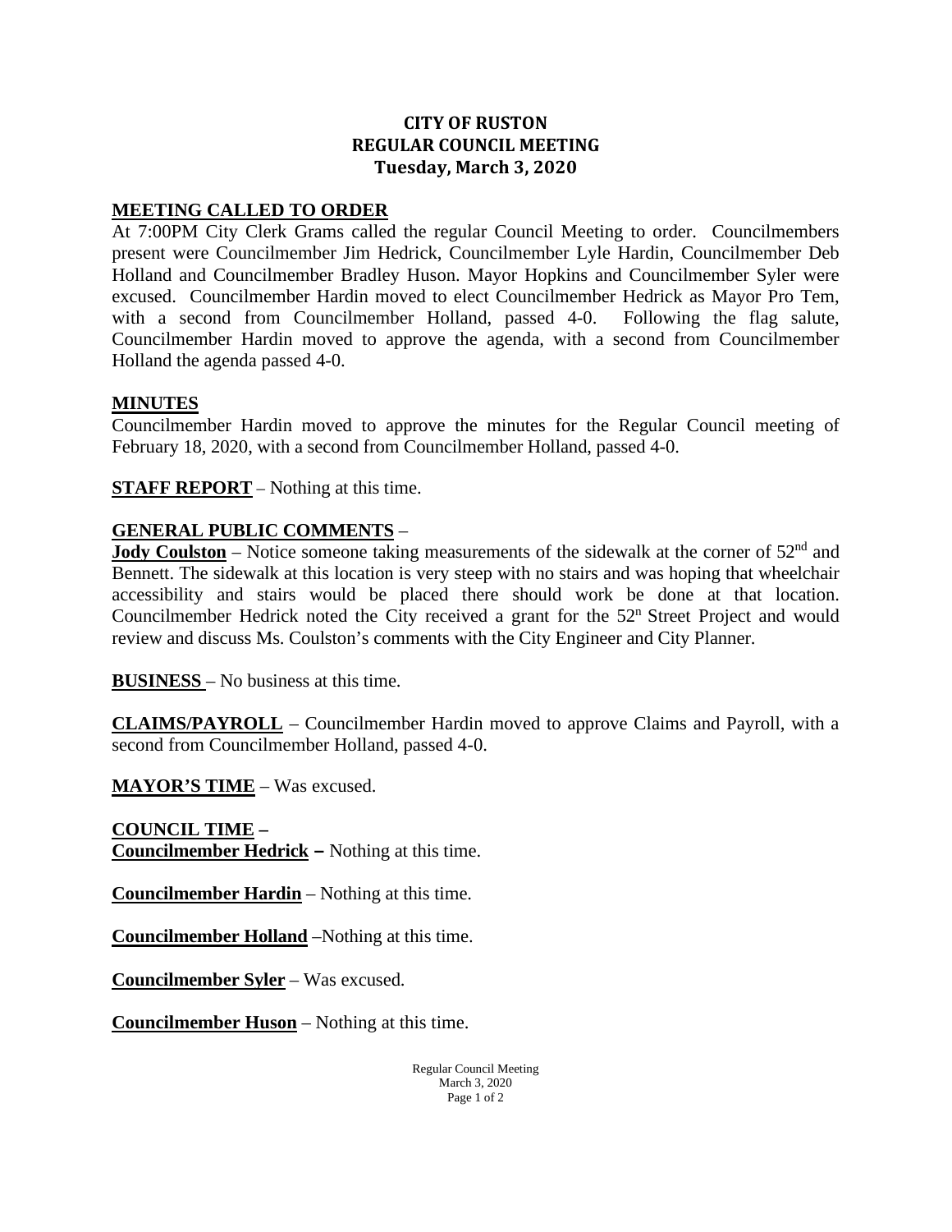**CITY OF RUSTON**
**REGULAR COUNCIL MEETING**
**Tuesday, March 3, 2020**

## MEETING CALLED TO ORDER

At 7:00PM City Clerk Grams called the regular Council Meeting to order. Councilmembers present were Councilmember Jim Hedrick, Councilmember Lyle Hardin, Councilmember Deb Holland and Councilmember Bradley Huson. Mayor Hopkins and Councilmember Syler were excused. Councilmember Hardin moved to elect Councilmember Hedrick as Mayor Pro Tem, with a second from Councilmember Holland, passed 4-0. Following the flag salute, Councilmember Hardin moved to approve the agenda, with a second from Councilmember Holland the agenda passed 4-0.

## MINUTES

Councilmember Hardin moved to approve the minutes for the Regular Council meeting of February 18, 2020, with a second from Councilmember Holland, passed 4-0.

**STAFF REPORT** – Nothing at this time.

**GENERAL PUBLIC COMMENTS** –

**Jody Coulston** – Notice someone taking measurements of the sidewalk at the corner of 52nd and Bennett. The sidewalk at this location is very steep with no stairs and was hoping that wheelchair accessibility and stairs would be placed there should work be done at that location. Councilmember Hedrick noted the City received a grant for the 52n Street Project and would review and discuss Ms. Coulston's comments with the City Engineer and City Planner.

**BUSINESS** – No business at this time.

**CLAIMS/PAYROLL** – Councilmember Hardin moved to approve Claims and Payroll, with a second from Councilmember Holland, passed 4-0.

**MAYOR'S TIME** – Was excused.

**COUNCIL TIME –**

**Councilmember Hedrick –** Nothing at this time.

**Councilmember Hardin** – Nothing at this time.

**Councilmember Holland** –Nothing at this time.

**Councilmember Syler** – Was excused.

**Councilmember Huson** – Nothing at this time.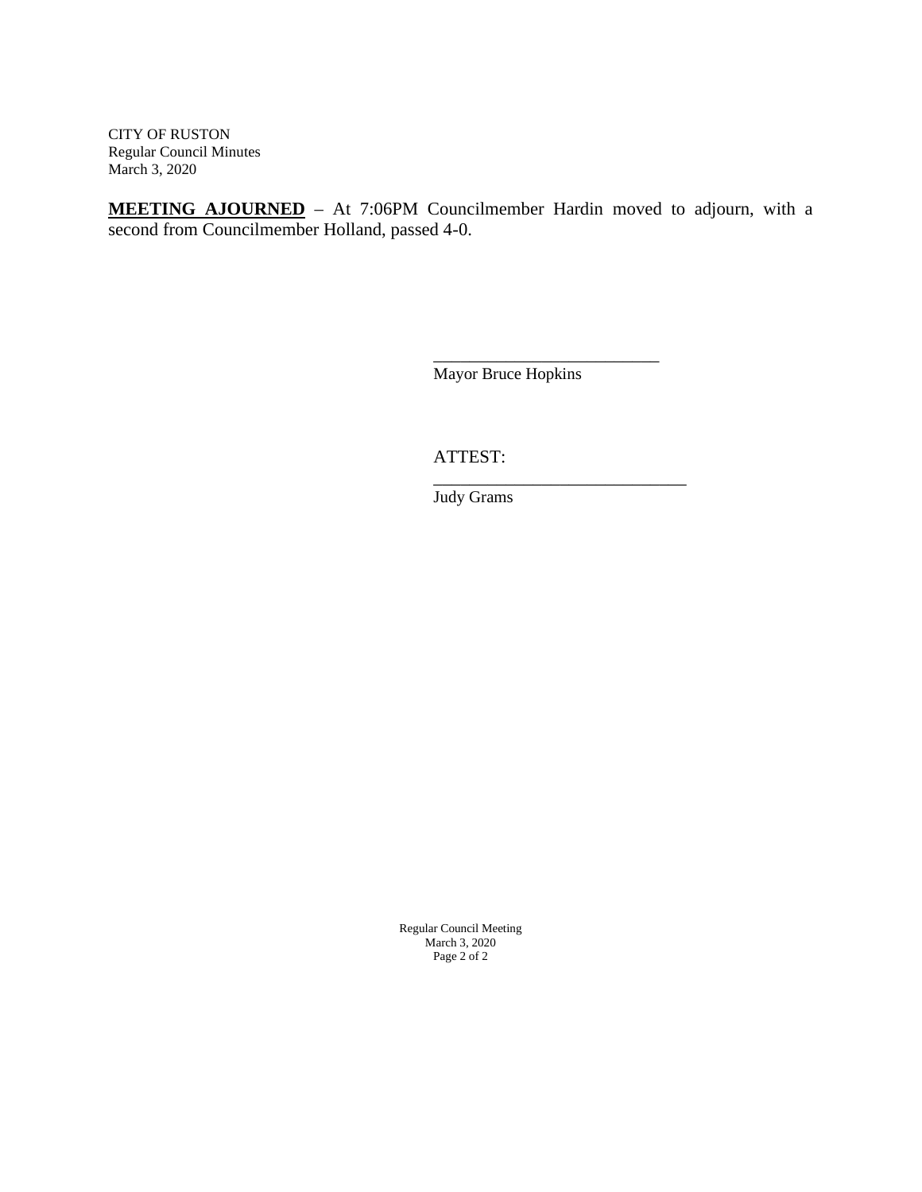CITY OF RUSTON
Regular Council Minutes
March 3, 2020

**MEETING AJOURNED** – At 7:06PM Councilmember Hardin moved to adjourn, with a second from Councilmember Holland, passed 4-0.

___________________________
Mayor Bruce Hopkins

ATTEST:
______________________________
Judy Grams